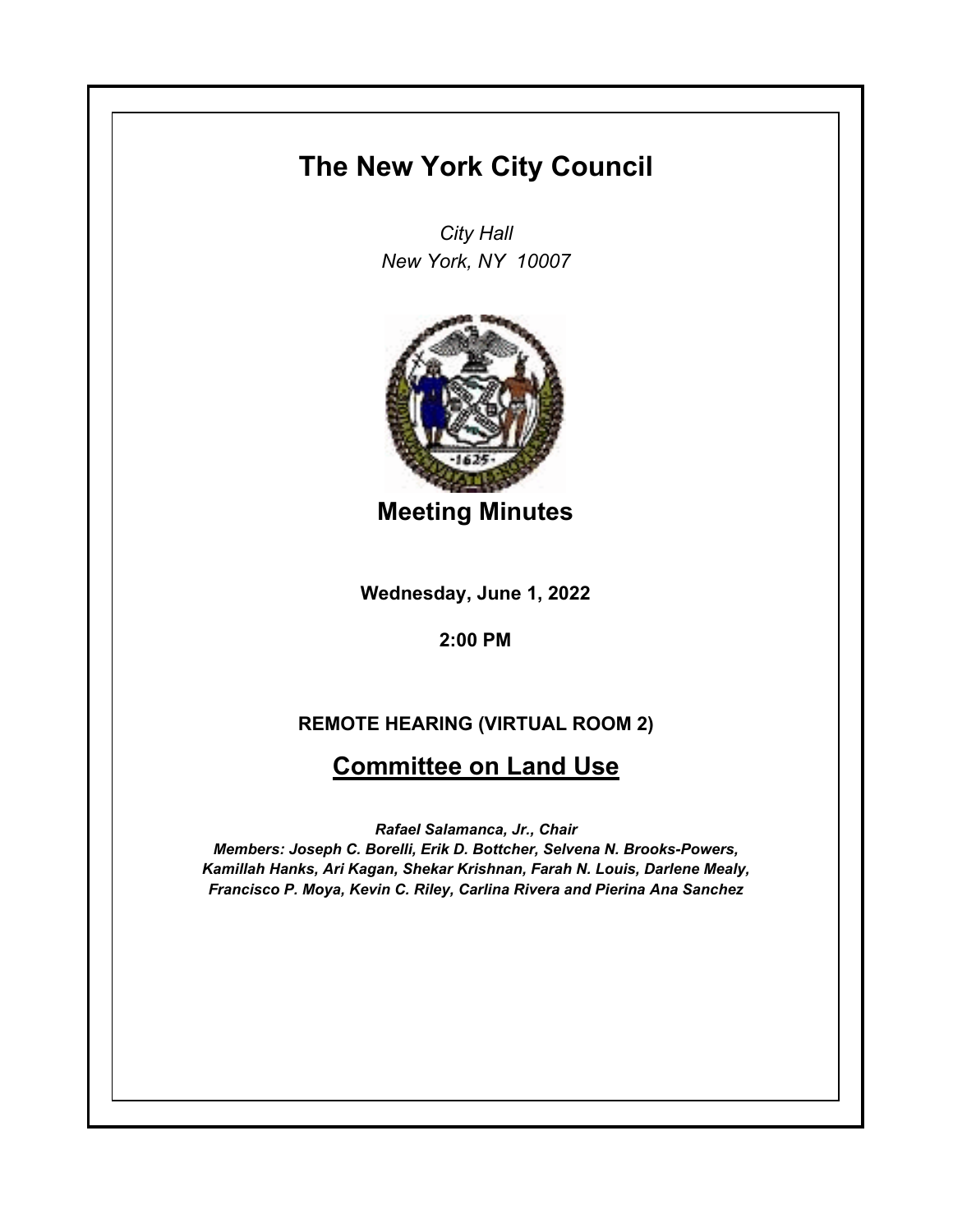# The New York City Council

*City Hall*
*New York, NY 10007*

## Meeting Minutes

**Wednesday, June 1, 2022**

**2:00 PM**

**REMOTE HEARING (VIRTUAL ROOM 2)**

## Committee on Land Use

***Rafael Salamanca, Jr., Chair***
***Members: Joseph C. Borelli, Erik D. Bottcher, Selvena N. Brooks-Powers, Kamillah Hanks, Ari Kagan, Shekar Krishnan, Farah N. Louis, Darlene Mealy, Francisco P. Moya, Kevin C. Riley, Carlina Rivera and Pierina Ana Sanchez***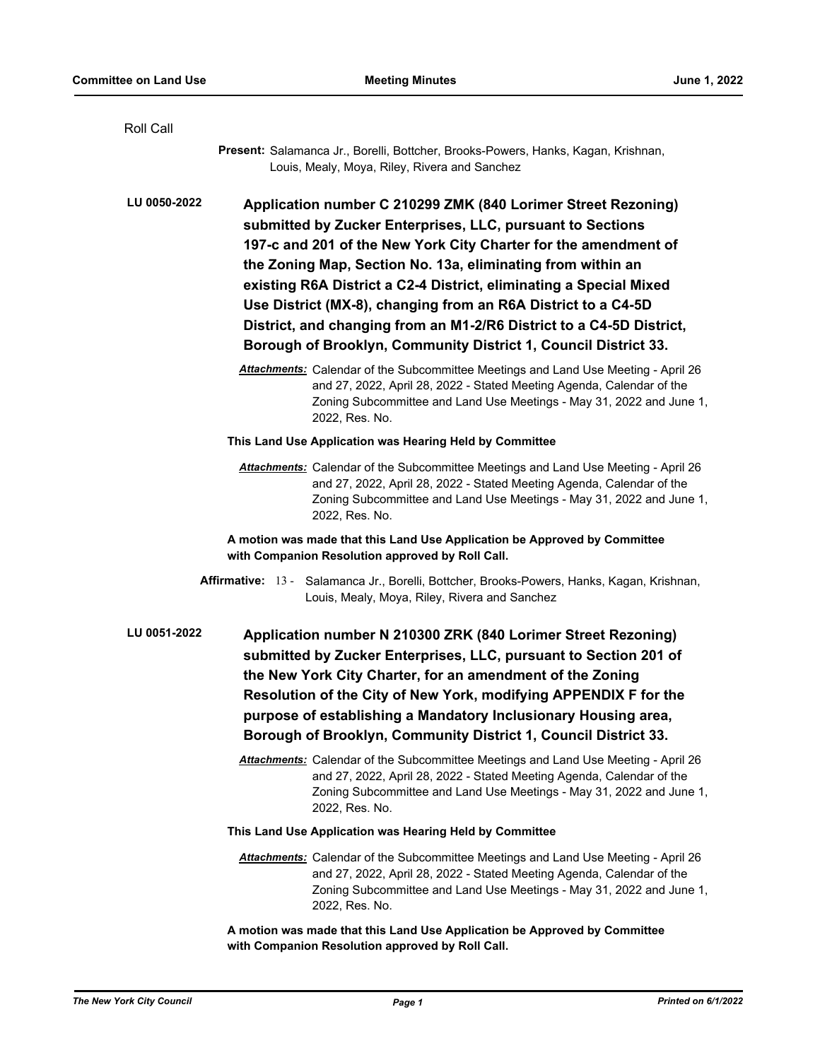Roll Call

**Present:** Salamanca Jr., Borelli, Bottcher, Brooks-Powers, Hanks, Kagan, Krishnan, Louis, Mealy, Moya, Riley, Rivera and Sanchez

**LU 0050-2022** **Application number C 210299 ZMK (840 Lorimer Street Rezoning) submitted by Zucker Enterprises, LLC, pursuant to Sections 197-c and 201 of the New York City Charter for the amendment of the Zoning Map, Section No. 13a, eliminating from within an existing R6A District a C2-4 District, eliminating a Special Mixed Use District (MX-8), changing from an R6A District to a C4-5D District, and changing from an M1-2/R6 District to a C4-5D District, Borough of Brooklyn, Community District 1, Council District 33.**

***Attachments:*** Calendar of the Subcommittee Meetings and Land Use Meeting - April 26 and 27, 2022, April 28, 2022 - Stated Meeting Agenda, Calendar of the Zoning Subcommittee and Land Use Meetings - May 31, 2022 and June 1, 2022, Res. No.

**This Land Use Application was Hearing Held by Committee**

***Attachments:*** Calendar of the Subcommittee Meetings and Land Use Meeting - April 26 and 27, 2022, April 28, 2022 - Stated Meeting Agenda, Calendar of the Zoning Subcommittee and Land Use Meetings - May 31, 2022 and June 1, 2022, Res. No.

**A motion was made that this Land Use Application be Approved by Committee with Companion Resolution approved by Roll Call.**

**Affirmative:** 13 - Salamanca Jr., Borelli, Bottcher, Brooks-Powers, Hanks, Kagan, Krishnan, Louis, Mealy, Moya, Riley, Rivera and Sanchez

**LU 0051-2022** **Application number N 210300 ZRK (840 Lorimer Street Rezoning) submitted by Zucker Enterprises, LLC, pursuant to Section 201 of the New York City Charter, for an amendment of the Zoning Resolution of the City of New York, modifying APPENDIX F for the purpose of establishing a Mandatory Inclusionary Housing area, Borough of Brooklyn, Community District 1, Council District 33.**

***Attachments:*** Calendar of the Subcommittee Meetings and Land Use Meeting - April 26 and 27, 2022, April 28, 2022 - Stated Meeting Agenda, Calendar of the Zoning Subcommittee and Land Use Meetings - May 31, 2022 and June 1, 2022, Res. No.

**This Land Use Application was Hearing Held by Committee**

***Attachments:*** Calendar of the Subcommittee Meetings and Land Use Meeting - April 26 and 27, 2022, April 28, 2022 - Stated Meeting Agenda, Calendar of the Zoning Subcommittee and Land Use Meetings - May 31, 2022 and June 1, 2022, Res. No.

**A motion was made that this Land Use Application be Approved by Committee with Companion Resolution approved by Roll Call.**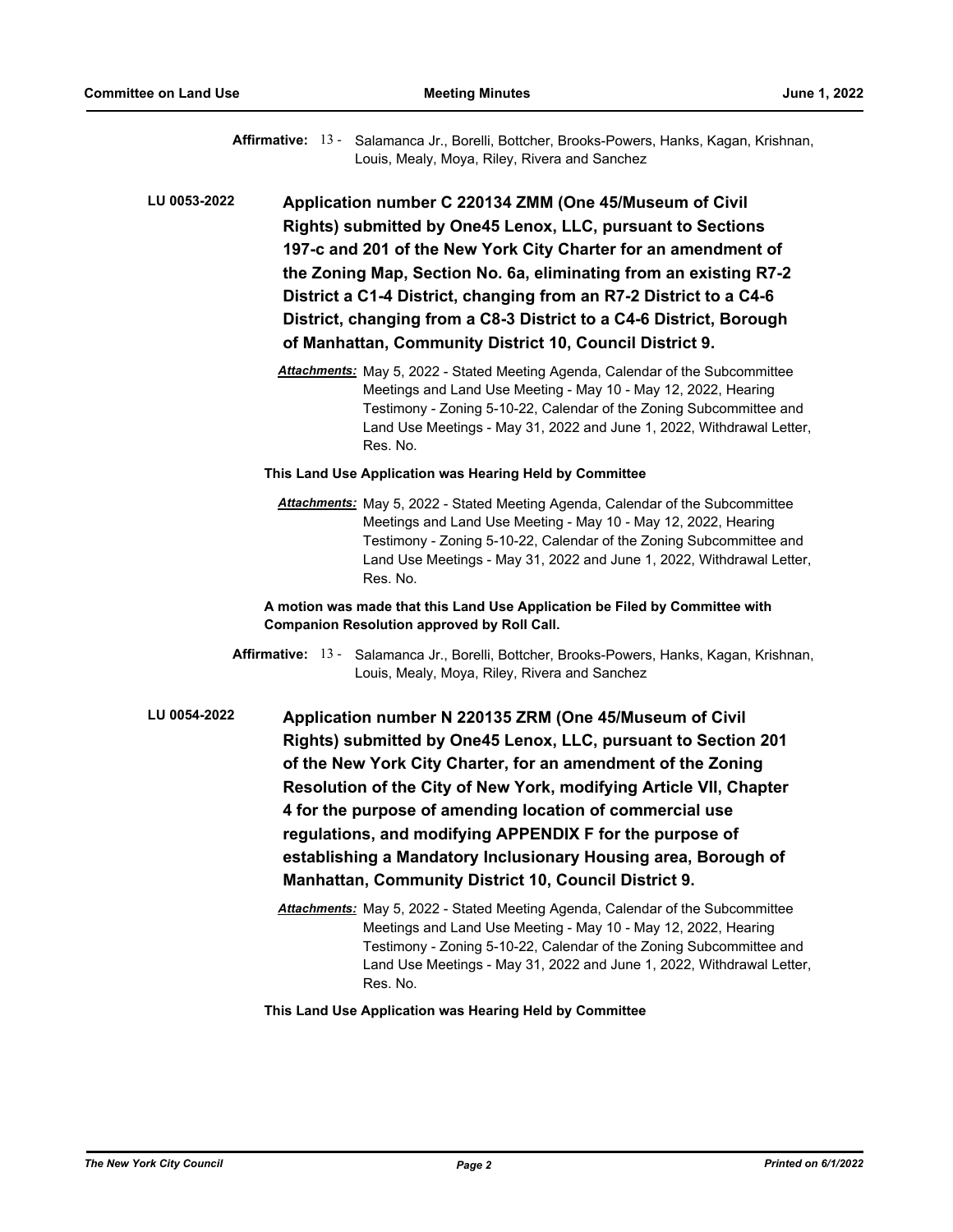**Affirmative:** 13 - Salamanca Jr., Borelli, Bottcher, Brooks-Powers, Hanks, Kagan, Krishnan, Louis, Mealy, Moya, Riley, Rivera and Sanchez

**LU 0053-2022** **Application number C 220134 ZMM (One 45/Museum of Civil Rights) submitted by One45 Lenox, LLC, pursuant to Sections 197-c and 201 of the New York City Charter for an amendment of the Zoning Map, Section No. 6a, eliminating from an existing R7-2 District a C1-4 District, changing from an R7-2 District to a C4-6 District, changing from a C8-3 District to a C4-6 District, Borough of Manhattan, Community District 10, Council District 9.**

*Attachments:* May 5, 2022 - Stated Meeting Agenda, Calendar of the Subcommittee Meetings and Land Use Meeting - May 10 - May 12, 2022, Hearing Testimony - Zoning 5-10-22, Calendar of the Zoning Subcommittee and Land Use Meetings - May 31, 2022 and June 1, 2022, Withdrawal Letter, Res. No.

**This Land Use Application was Hearing Held by Committee**

*Attachments:* May 5, 2022 - Stated Meeting Agenda, Calendar of the Subcommittee Meetings and Land Use Meeting - May 10 - May 12, 2022, Hearing Testimony - Zoning 5-10-22, Calendar of the Zoning Subcommittee and Land Use Meetings - May 31, 2022 and June 1, 2022, Withdrawal Letter, Res. No.

**A motion was made that this Land Use Application be Filed by Committee with Companion Resolution approved by Roll Call.**

**Affirmative:** 13 - Salamanca Jr., Borelli, Bottcher, Brooks-Powers, Hanks, Kagan, Krishnan, Louis, Mealy, Moya, Riley, Rivera and Sanchez

**LU 0054-2022** **Application number N 220135 ZRM (One 45/Museum of Civil Rights) submitted by One45 Lenox, LLC, pursuant to Section 201 of the New York City Charter, for an amendment of the Zoning Resolution of the City of New York, modifying Article VII, Chapter 4 for the purpose of amending location of commercial use regulations, and modifying APPENDIX F for the purpose of establishing a Mandatory Inclusionary Housing area, Borough of Manhattan, Community District 10, Council District 9.**

*Attachments:* May 5, 2022 - Stated Meeting Agenda, Calendar of the Subcommittee Meetings and Land Use Meeting - May 10 - May 12, 2022, Hearing Testimony - Zoning 5-10-22, Calendar of the Zoning Subcommittee and Land Use Meetings - May 31, 2022 and June 1, 2022, Withdrawal Letter, Res. No.

**This Land Use Application was Hearing Held by Committee**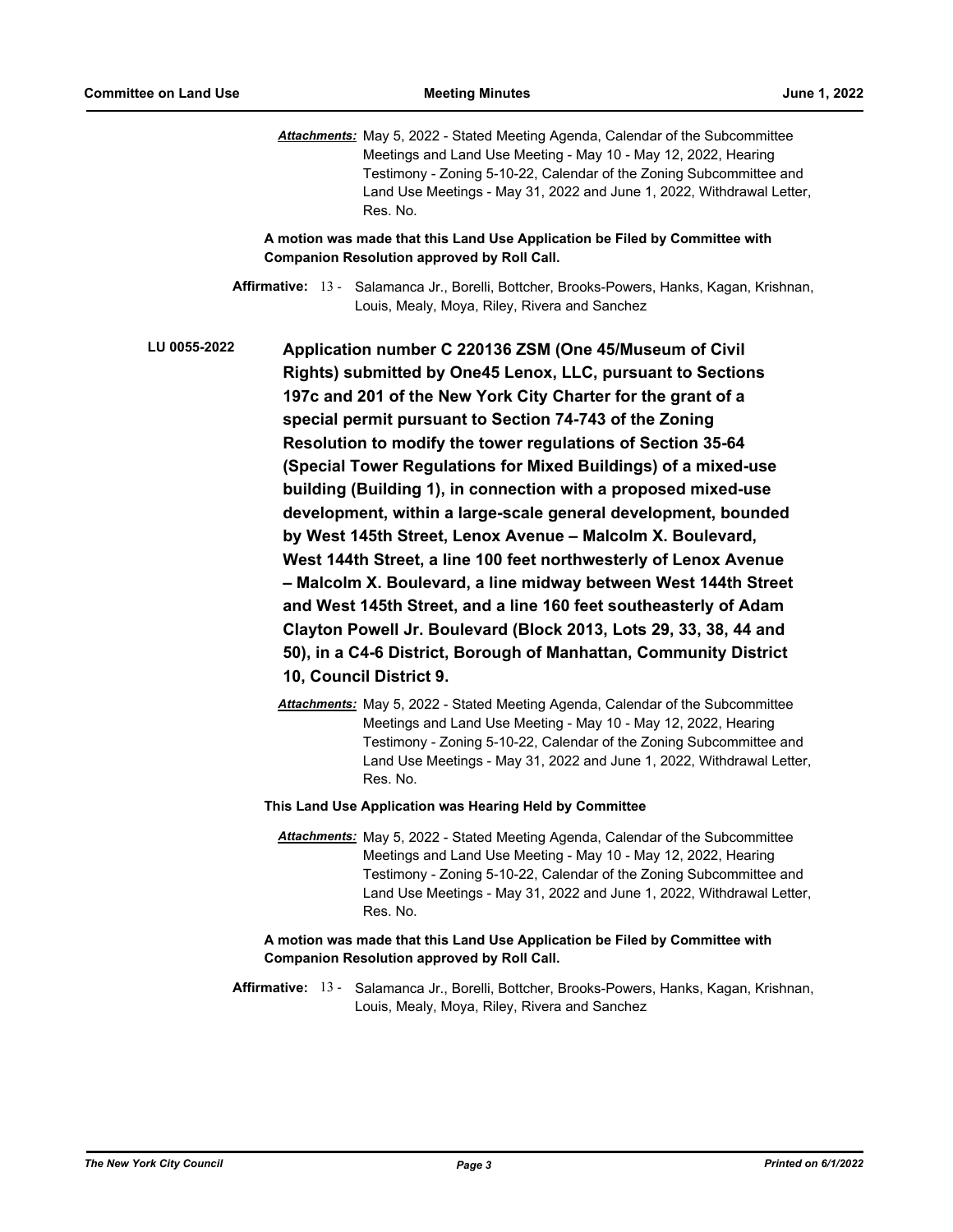***Attachments:*** May 5, 2022 - Stated Meeting Agenda, Calendar of the Subcommittee Meetings and Land Use Meeting - May 10 - May 12, 2022, Hearing Testimony - Zoning 5-10-22, Calendar of the Zoning Subcommittee and Land Use Meetings - May 31, 2022 and June 1, 2022, Withdrawal Letter, Res. No.

**A motion was made that this Land Use Application be Filed by Committee with Companion Resolution approved by Roll Call.**

**Affirmative:** 13 - Salamanca Jr., Borelli, Bottcher, Brooks-Powers, Hanks, Kagan, Krishnan, Louis, Mealy, Moya, Riley, Rivera and Sanchez

**LU 0055-2022** **Application number C 220136 ZSM (One 45/Museum of Civil Rights) submitted by One45 Lenox, LLC, pursuant to Sections 197c and 201 of the New York City Charter for the grant of a special permit pursuant to Section 74-743 of the Zoning Resolution to modify the tower regulations of Section 35-64 (Special Tower Regulations for Mixed Buildings) of a mixed-use building (Building 1), in connection with a proposed mixed-use development, within a large-scale general development, bounded by West 145th Street, Lenox Avenue – Malcolm X. Boulevard, West 144th Street, a line 100 feet northwesterly of Lenox Avenue – Malcolm X. Boulevard, a line midway between West 144th Street and West 145th Street, and a line 160 feet southeasterly of Adam Clayton Powell Jr. Boulevard (Block 2013, Lots 29, 33, 38, 44 and 50), in a C4-6 District, Borough of Manhattan, Community District 10, Council District 9.**

***Attachments:*** May 5, 2022 - Stated Meeting Agenda, Calendar of the Subcommittee Meetings and Land Use Meeting - May 10 - May 12, 2022, Hearing Testimony - Zoning 5-10-22, Calendar of the Zoning Subcommittee and Land Use Meetings - May 31, 2022 and June 1, 2022, Withdrawal Letter, Res. No.

**This Land Use Application was Hearing Held by Committee**

***Attachments:*** May 5, 2022 - Stated Meeting Agenda, Calendar of the Subcommittee Meetings and Land Use Meeting - May 10 - May 12, 2022, Hearing Testimony - Zoning 5-10-22, Calendar of the Zoning Subcommittee and Land Use Meetings - May 31, 2022 and June 1, 2022, Withdrawal Letter, Res. No.

**A motion was made that this Land Use Application be Filed by Committee with Companion Resolution approved by Roll Call.**

**Affirmative:** 13 - Salamanca Jr., Borelli, Bottcher, Brooks-Powers, Hanks, Kagan, Krishnan, Louis, Mealy, Moya, Riley, Rivera and Sanchez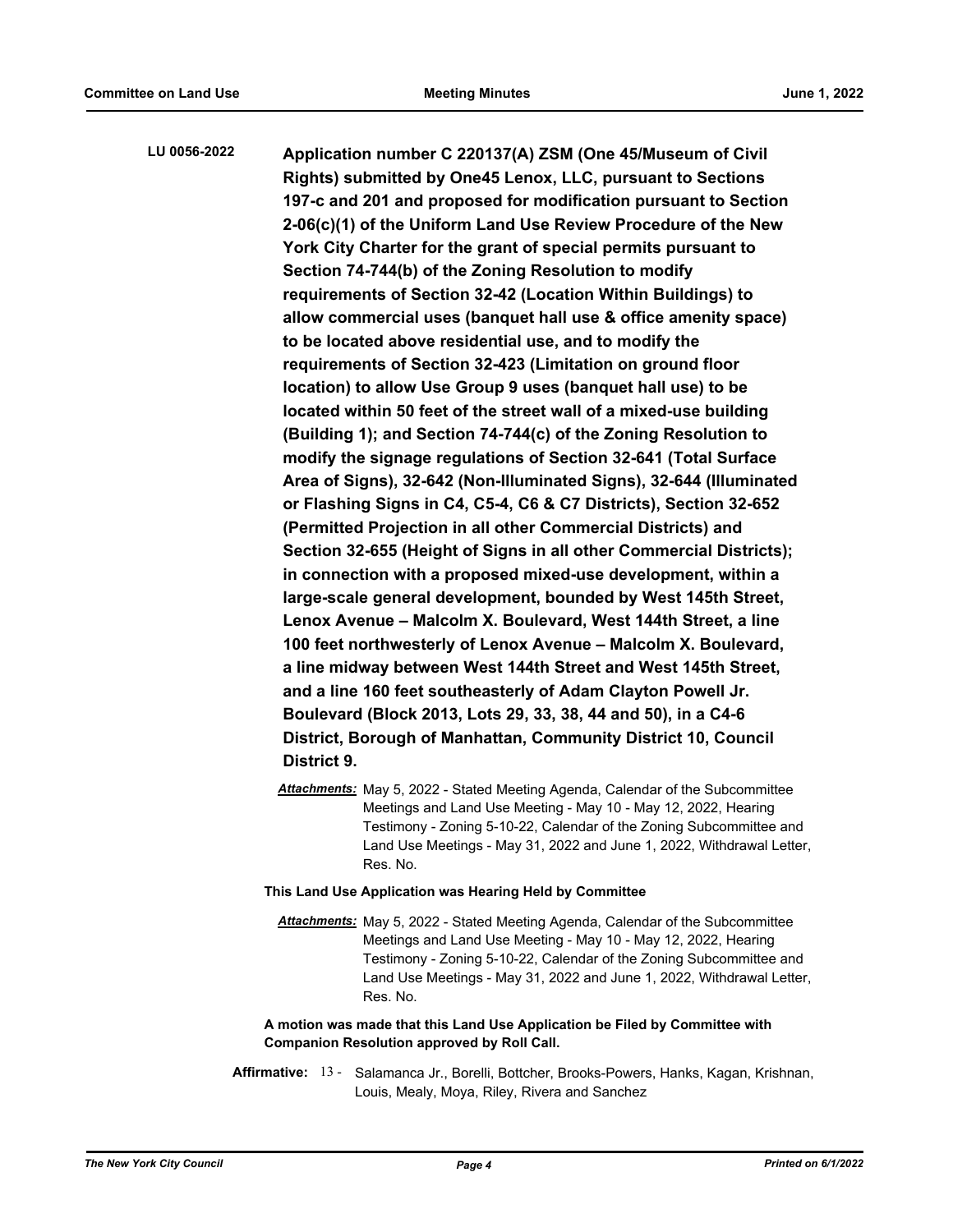**LU 0056-2022** **Application number C 220137(A) ZSM (One 45/Museum of Civil Rights) submitted by One45 Lenox, LLC, pursuant to Sections 197-c and 201 and proposed for modification pursuant to Section 2-06(c)(1) of the Uniform Land Use Review Procedure of the New York City Charter for the grant of special permits pursuant to Section 74-744(b) of the Zoning Resolution to modify requirements of Section 32-42 (Location Within Buildings) to allow commercial uses (banquet hall use & office amenity space) to be located above residential use, and to modify the requirements of Section 32-423 (Limitation on ground floor location) to allow Use Group 9 uses (banquet hall use) to be located within 50 feet of the street wall of a mixed-use building (Building 1); and Section 74-744(c) of the Zoning Resolution to modify the signage regulations of Section 32-641 (Total Surface Area of Signs), 32-642 (Non-Illuminated Signs), 32-644 (Illuminated or Flashing Signs in C4, C5-4, C6 & C7 Districts), Section 32-652 (Permitted Projection in all other Commercial Districts) and Section 32-655 (Height of Signs in all other Commercial Districts); in connection with a proposed mixed-use development, within a large-scale general development, bounded by West 145th Street, Lenox Avenue – Malcolm X. Boulevard, West 144th Street, a line 100 feet northwesterly of Lenox Avenue – Malcolm X. Boulevard, a line midway between West 144th Street and West 145th Street, and a line 160 feet southeasterly of Adam Clayton Powell Jr. Boulevard (Block 2013, Lots 29, 33, 38, 44 and 50), in a C4-6 District, Borough of Manhattan, Community District 10, Council District 9.**

*Attachments:* May 5, 2022 - Stated Meeting Agenda, Calendar of the Subcommittee Meetings and Land Use Meeting - May 10 - May 12, 2022, Hearing Testimony - Zoning 5-10-22, Calendar of the Zoning Subcommittee and Land Use Meetings - May 31, 2022 and June 1, 2022, Withdrawal Letter, Res. No.

**This Land Use Application was Hearing Held by Committee**

*Attachments:* May 5, 2022 - Stated Meeting Agenda, Calendar of the Subcommittee Meetings and Land Use Meeting - May 10 - May 12, 2022, Hearing Testimony - Zoning 5-10-22, Calendar of the Zoning Subcommittee and Land Use Meetings - May 31, 2022 and June 1, 2022, Withdrawal Letter, Res. No.

**A motion was made that this Land Use Application be Filed by Committee with Companion Resolution approved by Roll Call.**

**Affirmative:** 13 - Salamanca Jr., Borelli, Bottcher, Brooks-Powers, Hanks, Kagan, Krishnan, Louis, Mealy, Moya, Riley, Rivera and Sanchez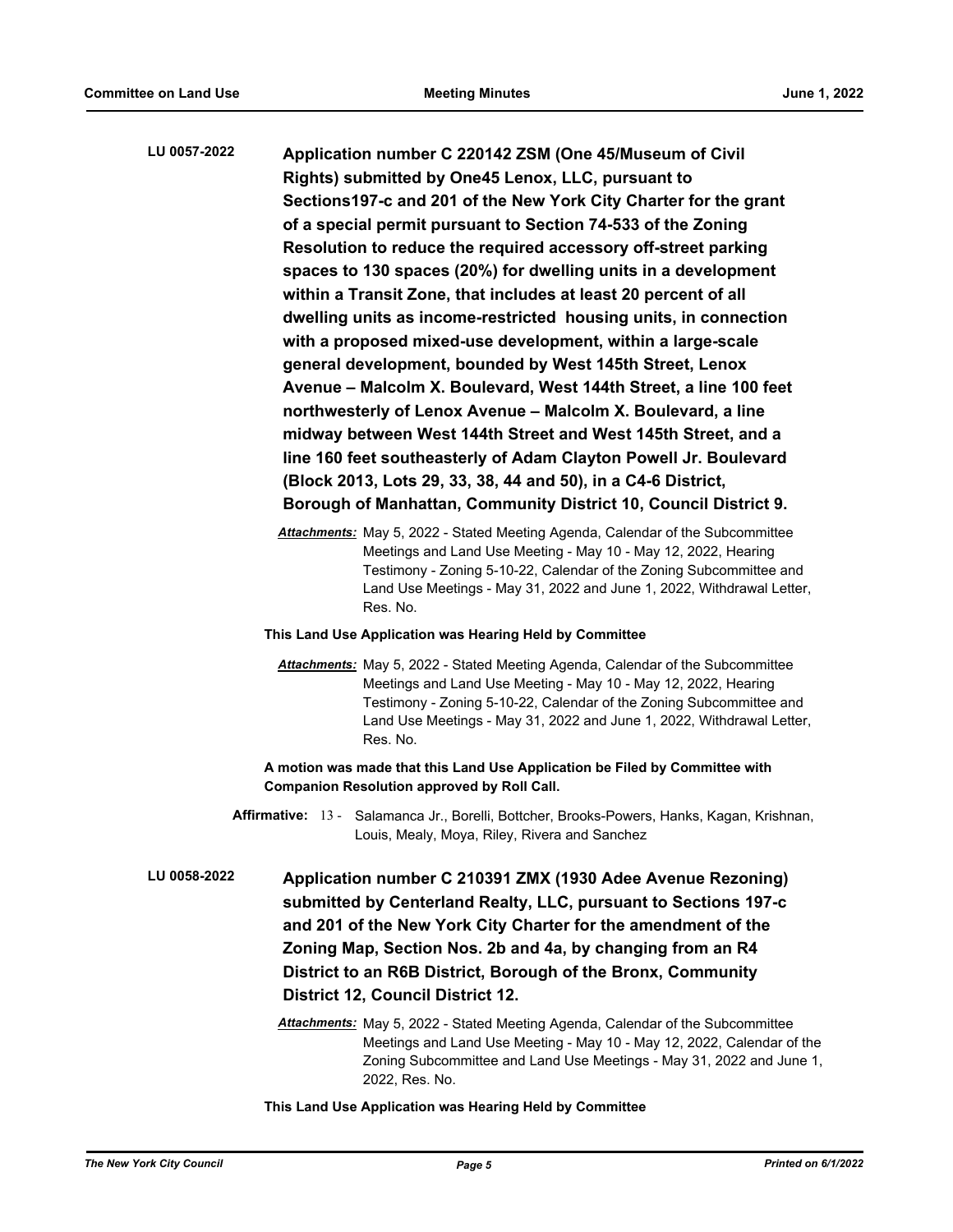**LU 0057-2022** **Application number C 220142 ZSM (One 45/Museum of Civil Rights) submitted by One45 Lenox, LLC, pursuant to Sections197-c and 201 of the New York City Charter for the grant of a special permit pursuant to Section 74-533 of the Zoning Resolution to reduce the required accessory off-street parking spaces to 130 spaces (20%) for dwelling units in a development within a Transit Zone, that includes at least 20 percent of all dwelling units as income-restricted housing units, in connection with a proposed mixed-use development, within a large-scale general development, bounded by West 145th Street, Lenox Avenue – Malcolm X. Boulevard, West 144th Street, a line 100 feet northwesterly of Lenox Avenue – Malcolm X. Boulevard, a line midway between West 144th Street and West 145th Street, and a line 160 feet southeasterly of Adam Clayton Powell Jr. Boulevard (Block 2013, Lots 29, 33, 38, 44 and 50), in a C4-6 District, Borough of Manhattan, Community District 10, Council District 9.**

***Attachments:*** May 5, 2022 - Stated Meeting Agenda, Calendar of the Subcommittee Meetings and Land Use Meeting - May 10 - May 12, 2022, Hearing Testimony - Zoning 5-10-22, Calendar of the Zoning Subcommittee and Land Use Meetings - May 31, 2022 and June 1, 2022, Withdrawal Letter, Res. No.

**This Land Use Application was Hearing Held by Committee**

***Attachments:*** May 5, 2022 - Stated Meeting Agenda, Calendar of the Subcommittee Meetings and Land Use Meeting - May 10 - May 12, 2022, Hearing Testimony - Zoning 5-10-22, Calendar of the Zoning Subcommittee and Land Use Meetings - May 31, 2022 and June 1, 2022, Withdrawal Letter, Res. No.

**A motion was made that this Land Use Application be Filed by Committee with Companion Resolution approved by Roll Call.**

**Affirmative:** 13 - Salamanca Jr., Borelli, Bottcher, Brooks-Powers, Hanks, Kagan, Krishnan, Louis, Mealy, Moya, Riley, Rivera and Sanchez

**LU 0058-2022** **Application number C 210391 ZMX (1930 Adee Avenue Rezoning) submitted by Centerland Realty, LLC, pursuant to Sections 197-c and 201 of the New York City Charter for the amendment of the Zoning Map, Section Nos. 2b and 4a, by changing from an R4 District to an R6B District, Borough of the Bronx, Community District 12, Council District 12.**

***Attachments:*** May 5, 2022 - Stated Meeting Agenda, Calendar of the Subcommittee Meetings and Land Use Meeting - May 10 - May 12, 2022, Calendar of the Zoning Subcommittee and Land Use Meetings - May 31, 2022 and June 1, 2022, Res. No.

**This Land Use Application was Hearing Held by Committee**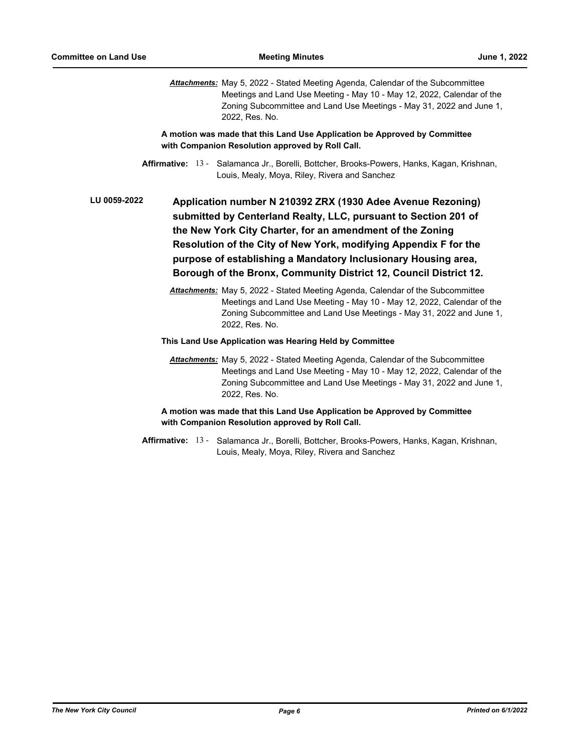***Attachments:*** May 5, 2022 - Stated Meeting Agenda, Calendar of the Subcommittee Meetings and Land Use Meeting - May 10 - May 12, 2022, Calendar of the Zoning Subcommittee and Land Use Meetings - May 31, 2022 and June 1, 2022, Res. No.

**A motion was made that this Land Use Application be Approved by Committee with Companion Resolution approved by Roll Call.**

**Affirmative:** 13 - Salamanca Jr., Borelli, Bottcher, Brooks-Powers, Hanks, Kagan, Krishnan, Louis, Mealy, Moya, Riley, Rivera and Sanchez

**LU 0059-2022** **Application number N 210392 ZRX (1930 Adee Avenue Rezoning) submitted by Centerland Realty, LLC, pursuant to Section 201 of the New York City Charter, for an amendment of the Zoning Resolution of the City of New York, modifying Appendix F for the purpose of establishing a Mandatory Inclusionary Housing area, Borough of the Bronx, Community District 12, Council District 12.**

***Attachments:*** May 5, 2022 - Stated Meeting Agenda, Calendar of the Subcommittee Meetings and Land Use Meeting - May 10 - May 12, 2022, Calendar of the Zoning Subcommittee and Land Use Meetings - May 31, 2022 and June 1, 2022, Res. No.

**This Land Use Application was Hearing Held by Committee**

***Attachments:*** May 5, 2022 - Stated Meeting Agenda, Calendar of the Subcommittee Meetings and Land Use Meeting - May 10 - May 12, 2022, Calendar of the Zoning Subcommittee and Land Use Meetings - May 31, 2022 and June 1, 2022, Res. No.

**A motion was made that this Land Use Application be Approved by Committee with Companion Resolution approved by Roll Call.**

**Affirmative:** 13 - Salamanca Jr., Borelli, Bottcher, Brooks-Powers, Hanks, Kagan, Krishnan, Louis, Mealy, Moya, Riley, Rivera and Sanchez